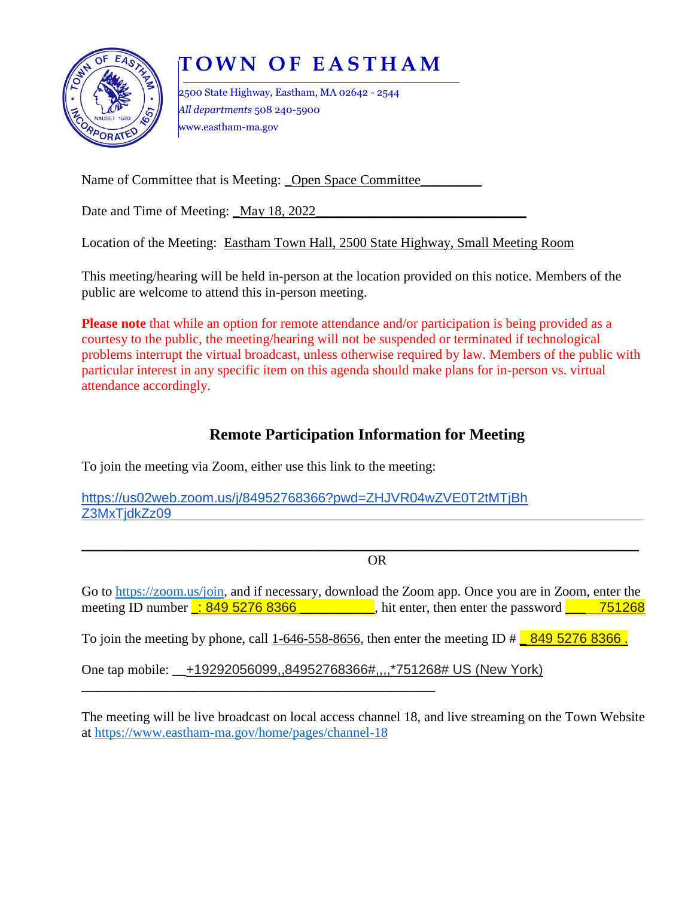# TOWN OF EASTHAM

2500 State Highway, Eastham, MA 02642 - 2544
*All departments* 508 240-5900
www.eastham-ma.gov

Name of Committee that is Meeting: _Open Space Committee_________

Date and Time of Meeting: _May 18, 2022______________________________

Location of the Meeting: Eastham Town Hall, 2500 State Highway, Small Meeting Room

This meeting/hearing will be held in-person at the location provided on this notice. Members of the public are welcome to attend this in-person meeting.

**Please note** that while an option for remote attendance and/or participation is being provided as a courtesy to the public, the meeting/hearing will not be suspended or terminated if technological problems interrupt the virtual broadcast, unless otherwise required by law. Members of the public with particular interest in any specific item on this agenda should make plans for in-person vs. virtual attendance accordingly.

## Remote Participation Information for Meeting

To join the meeting via Zoom, either use this link to the meeting:

https://us02web.zoom.us/j/84952768366?pwd=ZHJVR04wZVE0T2tMTjBhZ3MxTjdkZz09

OR

Go to https://zoom.us/join, and if necessary, download the Zoom app. Once you are in Zoom, enter the meeting ID number _: 849 5276 8366 __________, hit enter, then enter the password ___ 751268

To join the meeting by phone, call 1-646-558-8656, then enter the meeting ID # _ 849 5276 8366 .

One tap mobile: __+19292056099,,84952768366#,,,,*751268# US (New York)

The meeting will be live broadcast on local access channel 18, and live streaming on the Town Website at https://www.eastham-ma.gov/home/pages/channel-18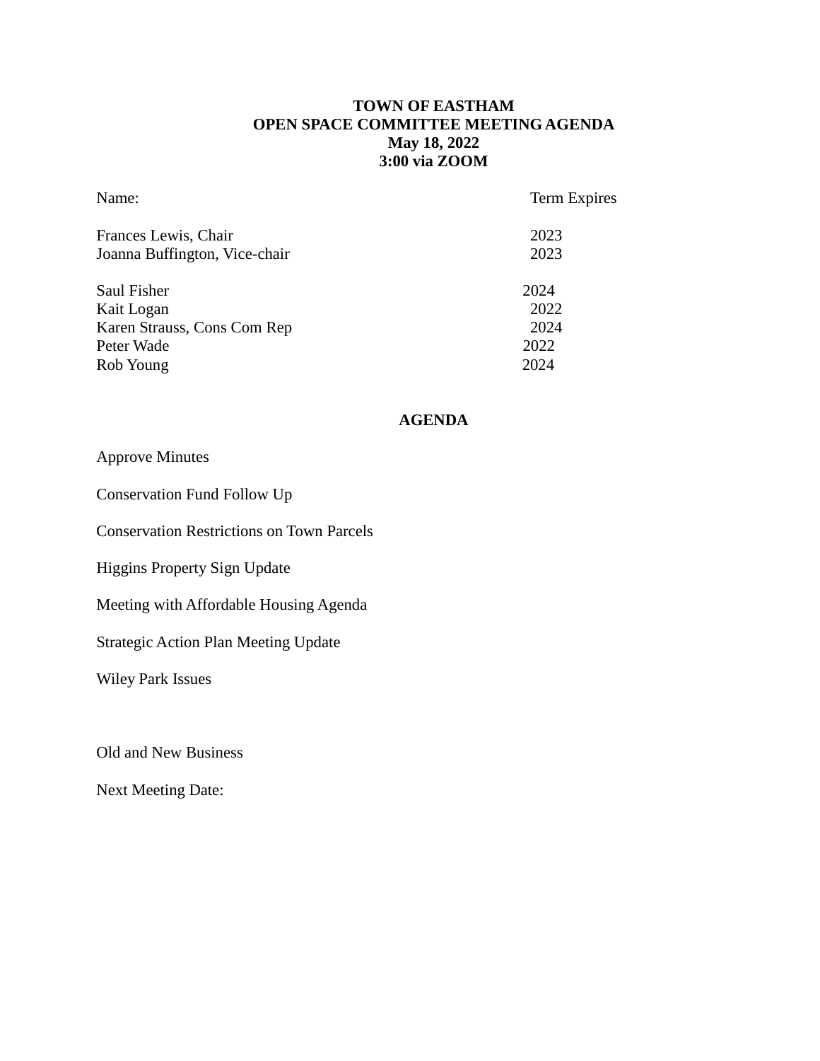**TOWN OF EASTHAM**
**OPEN SPACE COMMITTEE MEETING AGENDA**
**May 18, 2022**
**3:00 via ZOOM**

| Name: | Term Expires |
|---|---|
| Frances Lewis, Chair | 2023 |
| Joanna Buffington, Vice-chair | 2023 |
| Saul Fisher | 2024 |
| Kait Logan | 2022 |
| Karen Strauss, Cons Com Rep | 2024 |
| Peter Wade | 2022 |
| Rob Young | 2024 |

## AGENDA

Approve Minutes

Conservation Fund Follow Up

Conservation Restrictions on Town Parcels

Higgins Property Sign Update

Meeting with Affordable Housing Agenda

Strategic Action Plan Meeting Update

Wiley Park Issues

Old and New Business

Next Meeting Date: